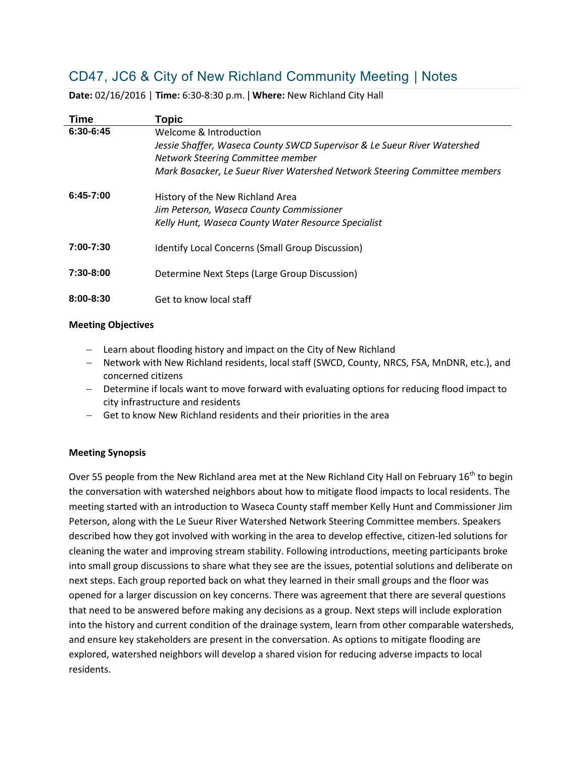# CD47, JC6 & City of New Richland Community Meeting | Notes

**Date:** 02/16/2016 | **Time:** 6:30-8:30 p.m. | **Where:** New Richland City Hall

| Time | Topic |
|---|---|
| **6:30-6:45** | Welcome & Introduction<br>*Jessie Shaffer, Waseca County SWCD Supervisor & Le Sueur River Watershed Network Steering Committee member*<br>*Mark Bosacker, Le Sueur River Watershed Network Steering Committee members* |
| **6:45-7:00** | History of the New Richland Area<br>*Jim Peterson, Waseca County Commissioner*<br>*Kelly Hunt, Waseca County Water Resource Specialist* |
| **7:00-7:30** | Identify Local Concerns (Small Group Discussion) |
| **7:30-8:00** | Determine Next Steps (Large Group Discussion) |
| **8:00-8:30** | Get to know local staff |

**Meeting Objectives**

- Learn about flooding history and impact on the City of New Richland
- Network with New Richland residents, local staff (SWCD, County, NRCS, FSA, MnDNR, etc.), and concerned citizens
- Determine if locals want to move forward with evaluating options for reducing flood impact to city infrastructure and residents
- Get to know New Richland residents and their priorities in the area

**Meeting Synopsis**

Over 55 people from the New Richland area met at the New Richland City Hall on February 16th to begin the conversation with watershed neighbors about how to mitigate flood impacts to local residents. The meeting started with an introduction to Waseca County staff member Kelly Hunt and Commissioner Jim Peterson, along with the Le Sueur River Watershed Network Steering Committee members. Speakers described how they got involved with working in the area to develop effective, citizen-led solutions for cleaning the water and improving stream stability. Following introductions, meeting participants broke into small group discussions to share what they see are the issues, potential solutions and deliberate on next steps. Each group reported back on what they learned in their small groups and the floor was opened for a larger discussion on key concerns. There was agreement that there are several questions that need to be answered before making any decisions as a group. Next steps will include exploration into the history and current condition of the drainage system, learn from other comparable watersheds, and ensure key stakeholders are present in the conversation. As options to mitigate flooding are explored, watershed neighbors will develop a shared vision for reducing adverse impacts to local residents.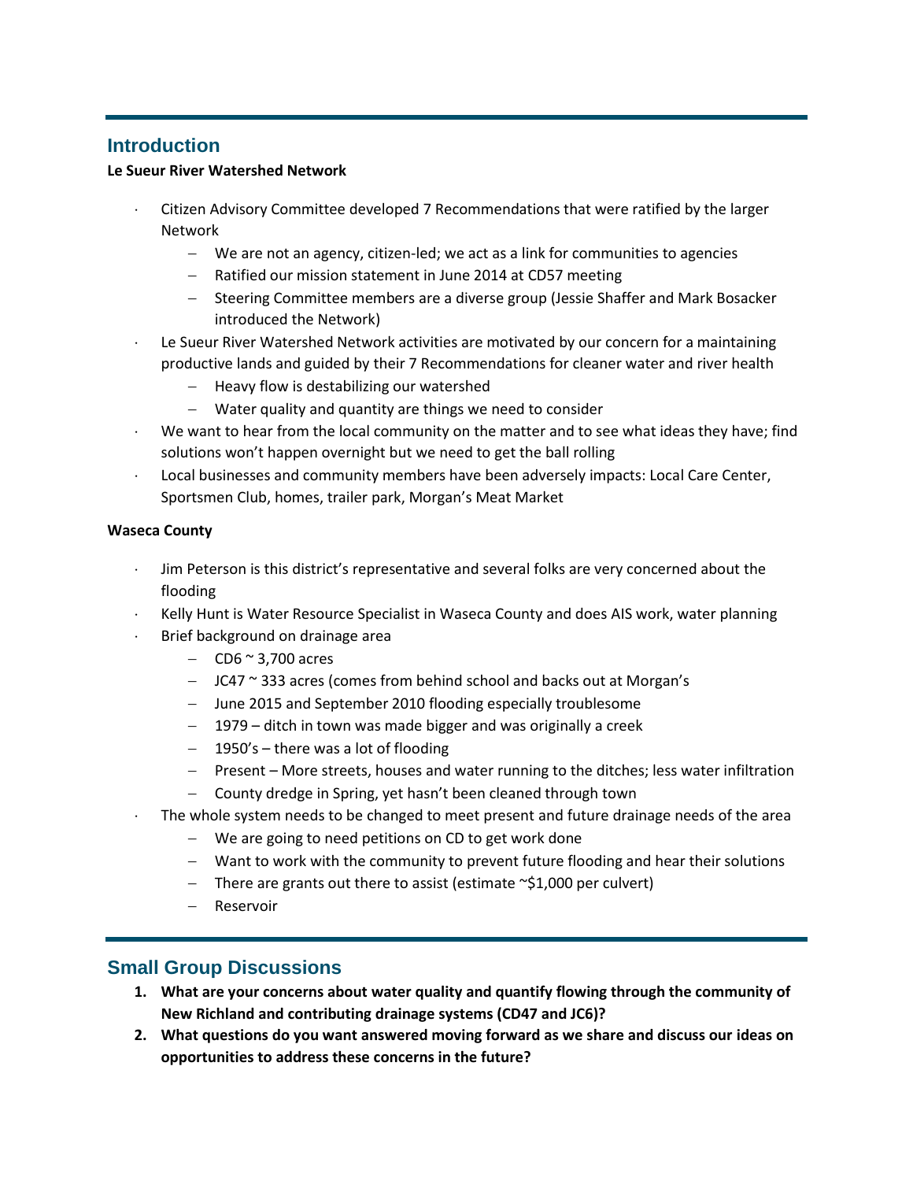## Introduction

**Le Sueur River Watershed Network**

- Citizen Advisory Committee developed 7 Recommendations that were ratified by the larger Network
  - We are not an agency, citizen-led; we act as a link for communities to agencies
  - Ratified our mission statement in June 2014 at CD57 meeting
  - Steering Committee members are a diverse group (Jessie Shaffer and Mark Bosacker introduced the Network)
- Le Sueur River Watershed Network activities are motivated by our concern for a maintaining productive lands and guided by their 7 Recommendations for cleaner water and river health
  - Heavy flow is destabilizing our watershed
  - Water quality and quantity are things we need to consider
- We want to hear from the local community on the matter and to see what ideas they have; find solutions won't happen overnight but we need to get the ball rolling
- Local businesses and community members have been adversely impacts: Local Care Center, Sportsmen Club, homes, trailer park, Morgan's Meat Market

**Waseca County**

- Jim Peterson is this district's representative and several folks are very concerned about the flooding
- Kelly Hunt is Water Resource Specialist in Waseca County and does AIS work, water planning
- Brief background on drainage area
  - CD6 ~ 3,700 acres
  - JC47 ~ 333 acres (comes from behind school and backs out at Morgan's
  - June 2015 and September 2010 flooding especially troublesome
  - 1979 – ditch in town was made bigger and was originally a creek
  - 1950's – there was a lot of flooding
  - Present – More streets, houses and water running to the ditches; less water infiltration
  - County dredge in Spring, yet hasn't been cleaned through town
- The whole system needs to be changed to meet present and future drainage needs of the area
  - We are going to need petitions on CD to get work done
  - Want to work with the community to prevent future flooding and hear their solutions
  - There are grants out there to assist (estimate ~$1,000 per culvert)
  - Reservoir

## Small Group Discussions

1. **What are your concerns about water quality and quantify flowing through the community of New Richland and contributing drainage systems (CD47 and JC6)?**
2. **What questions do you want answered moving forward as we share and discuss our ideas on opportunities to address these concerns in the future?**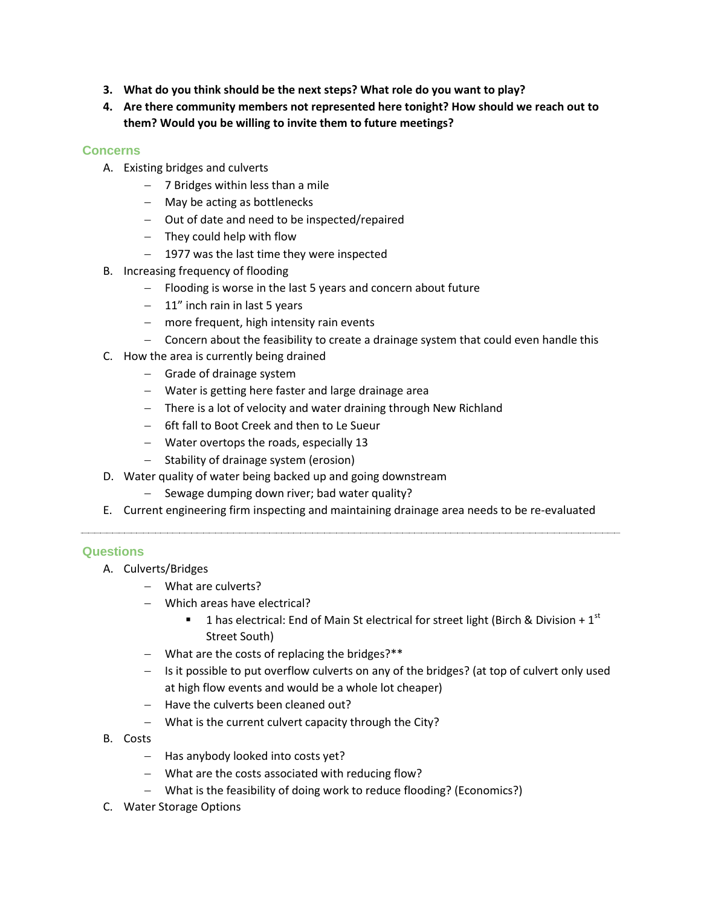3. **What do you think should be the next steps? What role do you want to play?**
4. **Are there community members not represented here tonight? How should we reach out to them? Would you be willing to invite them to future meetings?**

## Concerns

A. Existing bridges and culverts
   - 7 Bridges within less than a mile
   - May be acting as bottlenecks
   - Out of date and need to be inspected/repaired
   - They could help with flow
   - 1977 was the last time they were inspected

B. Increasing frequency of flooding
   - Flooding is worse in the last 5 years and concern about future
   - 11" inch rain in last 5 years
   - more frequent, high intensity rain events
   - Concern about the feasibility to create a drainage system that could even handle this

C. How the area is currently being drained
   - Grade of drainage system
   - Water is getting here faster and large drainage area
   - There is a lot of velocity and water draining through New Richland
   - 6ft fall to Boot Creek and then to Le Sueur
   - Water overtops the roads, especially 13
   - Stability of drainage system (erosion)

D. Water quality of water being backed up and going downstream
   - Sewage dumping down river; bad water quality?

E. Current engineering firm inspecting and maintaining drainage area needs to be re-evaluated

---

## Questions

A. Culverts/Bridges
   - What are culverts?
   - Which areas have electrical?
     - 1 has electrical: End of Main St electrical for street light (Birch & Division + 1st Street South)
   - What are the costs of replacing the bridges?**
   - Is it possible to put overflow culverts on any of the bridges? (at top of culvert only used at high flow events and would be a whole lot cheaper)
   - Have the culverts been cleaned out?
   - What is the current culvert capacity through the City?

B. Costs
   - Has anybody looked into costs yet?
   - What are the costs associated with reducing flow?
   - What is the feasibility of doing work to reduce flooding? (Economics?)

C. Water Storage Options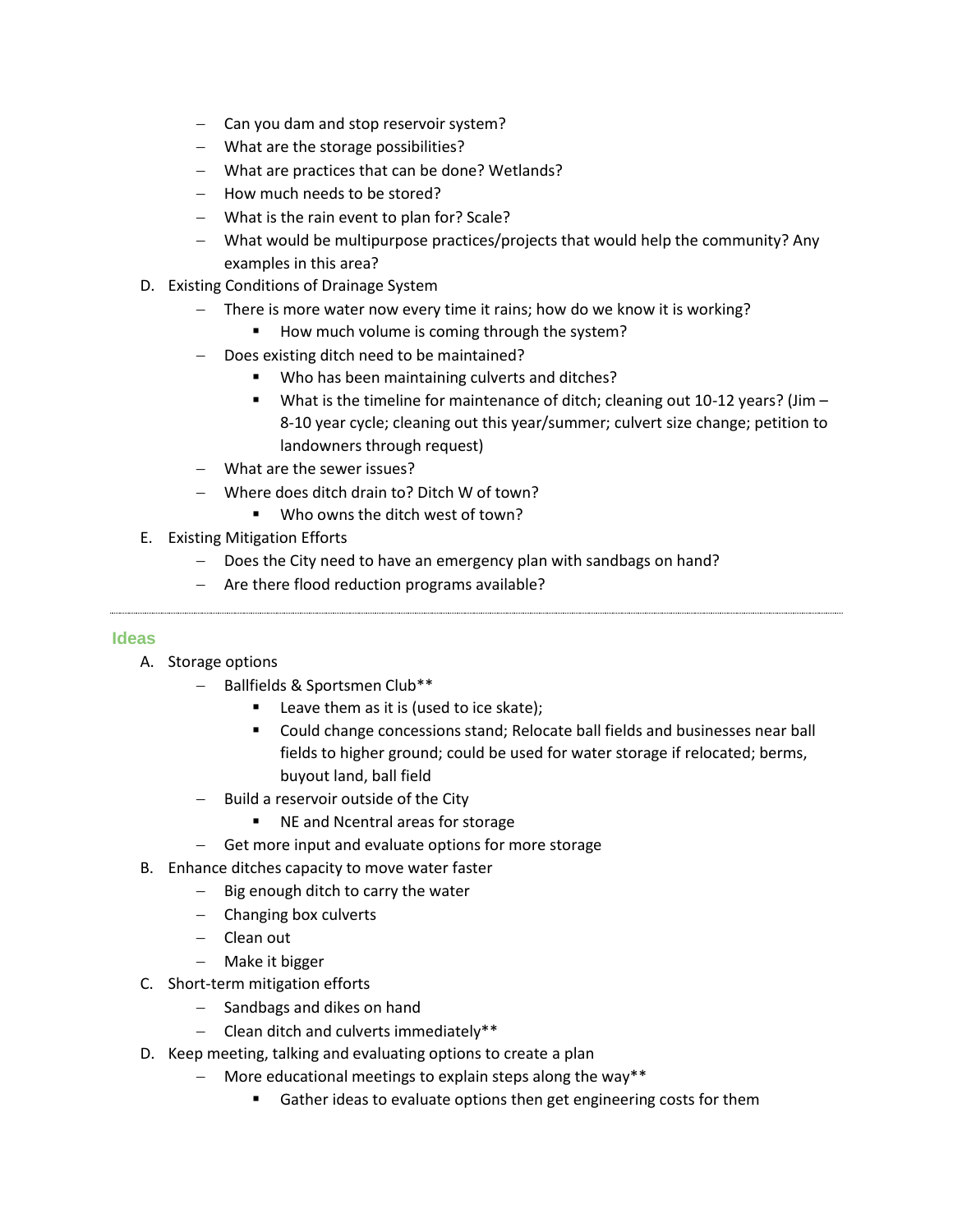- Can you dam and stop reservoir system?
- What are the storage possibilities?
- What are practices that can be done? Wetlands?
- How much needs to be stored?
- What is the rain event to plan for? Scale?
- What would be multipurpose practices/projects that would help the community? Any examples in this area?

D. Existing Conditions of Drainage System
- There is more water now every time it rains; how do we know it is working?
  - How much volume is coming through the system?
- Does existing ditch need to be maintained?
  - Who has been maintaining culverts and ditches?
  - What is the timeline for maintenance of ditch; cleaning out 10-12 years? (Jim – 8-10 year cycle; cleaning out this year/summer; culvert size change; petition to landowners through request)
- What are the sewer issues?
- Where does ditch drain to? Ditch W of town?
  - Who owns the ditch west of town?

E. Existing Mitigation Efforts
- Does the City need to have an emergency plan with sandbags on hand?
- Are there flood reduction programs available?

---

## Ideas

A. Storage options
- Ballfields & Sportsmen Club**
  - Leave them as it is (used to ice skate);
  - Could change concessions stand; Relocate ball fields and businesses near ball fields to higher ground; could be used for water storage if relocated; berms, buyout land, ball field
- Build a reservoir outside of the City
  - NE and Ncentral areas for storage
- Get more input and evaluate options for more storage

B. Enhance ditches capacity to move water faster
- Big enough ditch to carry the water
- Changing box culverts
- Clean out
- Make it bigger

C. Short-term mitigation efforts
- Sandbags and dikes on hand
- Clean ditch and culverts immediately**

D. Keep meeting, talking and evaluating options to create a plan
- More educational meetings to explain steps along the way**
  - Gather ideas to evaluate options then get engineering costs for them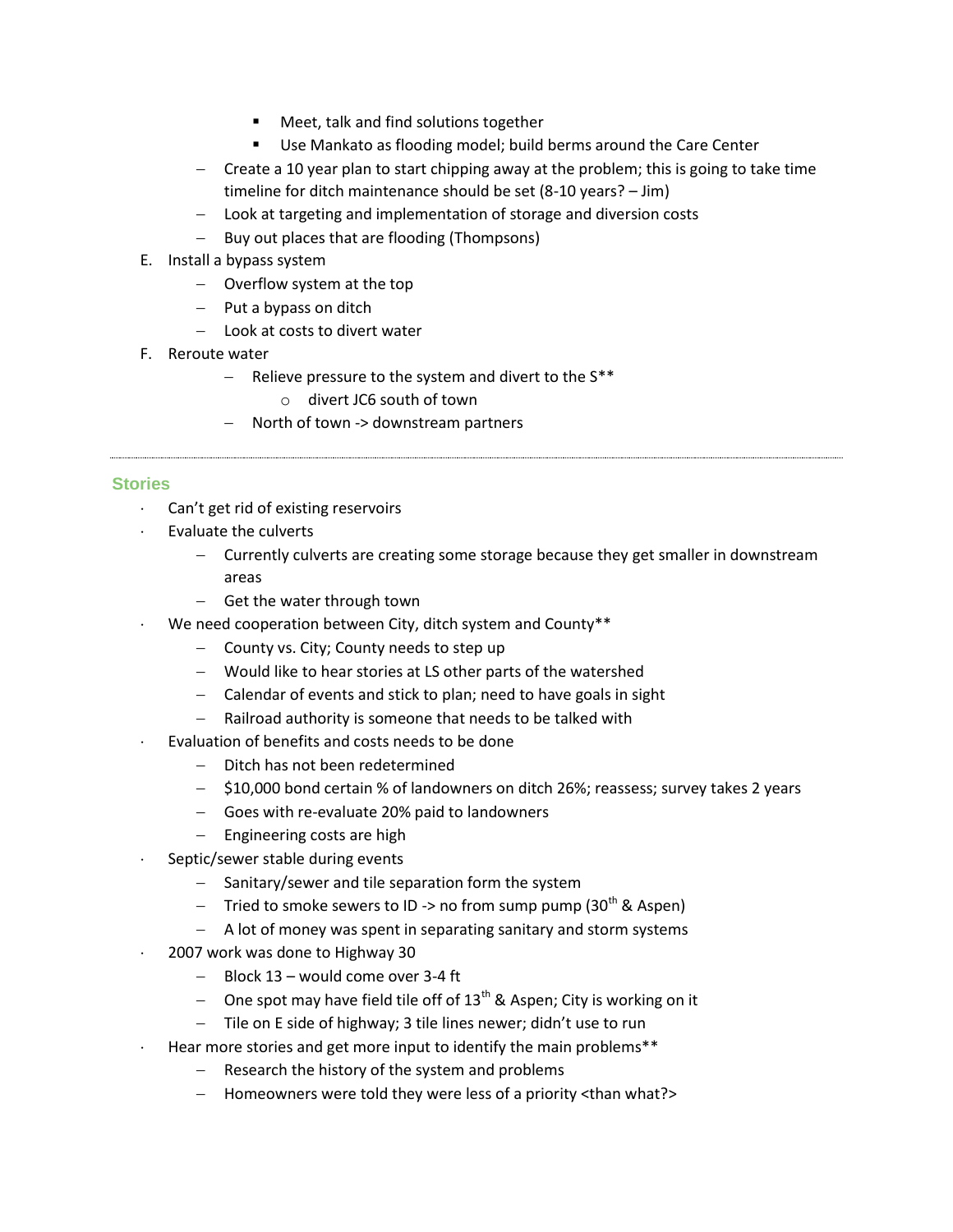- Meet, talk and find solutions together
- Use Mankato as flooding model; build berms around the Care Center

– Create a 10 year plan to start chipping away at the problem; this is going to take time timeline for ditch maintenance should be set (8-10 years? – Jim)

– Look at targeting and implementation of storage and diversion costs

– Buy out places that are flooding (Thompsons)

E. Install a bypass system
   - Overflow system at the top
   - Put a bypass on ditch
   - Look at costs to divert water

F. Reroute water
   - Relieve pressure to the system and divert to the S**
     - divert JC6 south of town
   - North of town -> downstream partners

---

## Stories

- Can't get rid of existing reservoirs
- Evaluate the culverts
  - Currently culverts are creating some storage because they get smaller in downstream areas
  - Get the water through town
- We need cooperation between City, ditch system and County**
  - County vs. City; County needs to step up
  - Would like to hear stories at LS other parts of the watershed
  - Calendar of events and stick to plan; need to have goals in sight
  - Railroad authority is someone that needs to be talked with
- Evaluation of benefits and costs needs to be done
  - Ditch has not been redetermined
  - $10,000 bond certain % of landowners on ditch 26%; reassess; survey takes 2 years
  - Goes with re-evaluate 20% paid to landowners
  - Engineering costs are high
- Septic/sewer stable during events
  - Sanitary/sewer and tile separation form the system
  - Tried to smoke sewers to ID -> no from sump pump (30th & Aspen)
  - A lot of money was spent in separating sanitary and storm systems
- 2007 work was done to Highway 30
  - Block 13 – would come over 3-4 ft
  - One spot may have field tile off of 13th & Aspen; City is working on it
  - Tile on E side of highway; 3 tile lines newer; didn't use to run
- Hear more stories and get more input to identify the main problems**
  - Research the history of the system and problems
  - Homeowners were told they were less of a priority <than what?>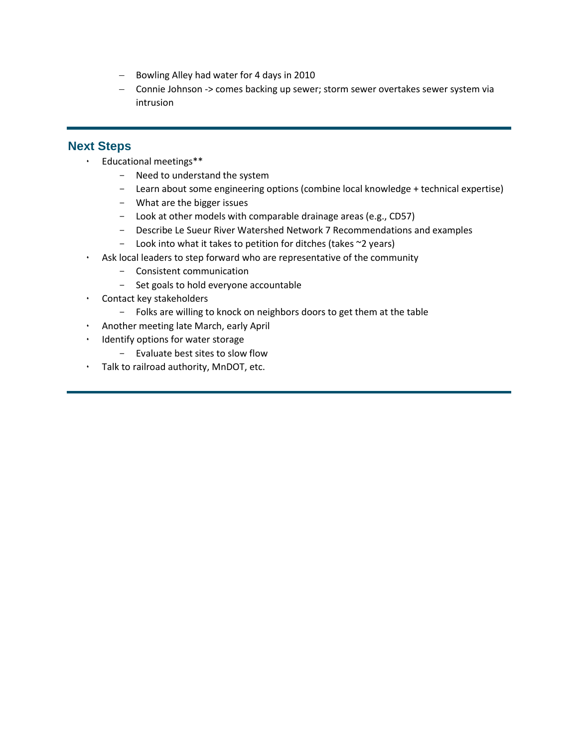- Bowling Alley had water for 4 days in 2010
  - Connie Johnson -> comes backing up sewer; storm sewer overtakes sewer system via intrusion

---

## Next Steps

- Educational meetings**
  - Need to understand the system
  - Learn about some engineering options (combine local knowledge + technical expertise)
  - What are the bigger issues
  - Look at other models with comparable drainage areas (e.g., CD57)
  - Describe Le Sueur River Watershed Network 7 Recommendations and examples
  - Look into what it takes to petition for ditches (takes ~2 years)
- Ask local leaders to step forward who are representative of the community
  - Consistent communication
  - Set goals to hold everyone accountable
- Contact key stakeholders
  - Folks are willing to knock on neighbors doors to get them at the table
- Another meeting late March, early April
- Identify options for water storage
  - Evaluate best sites to slow flow
- Talk to railroad authority, MnDOT, etc.

---